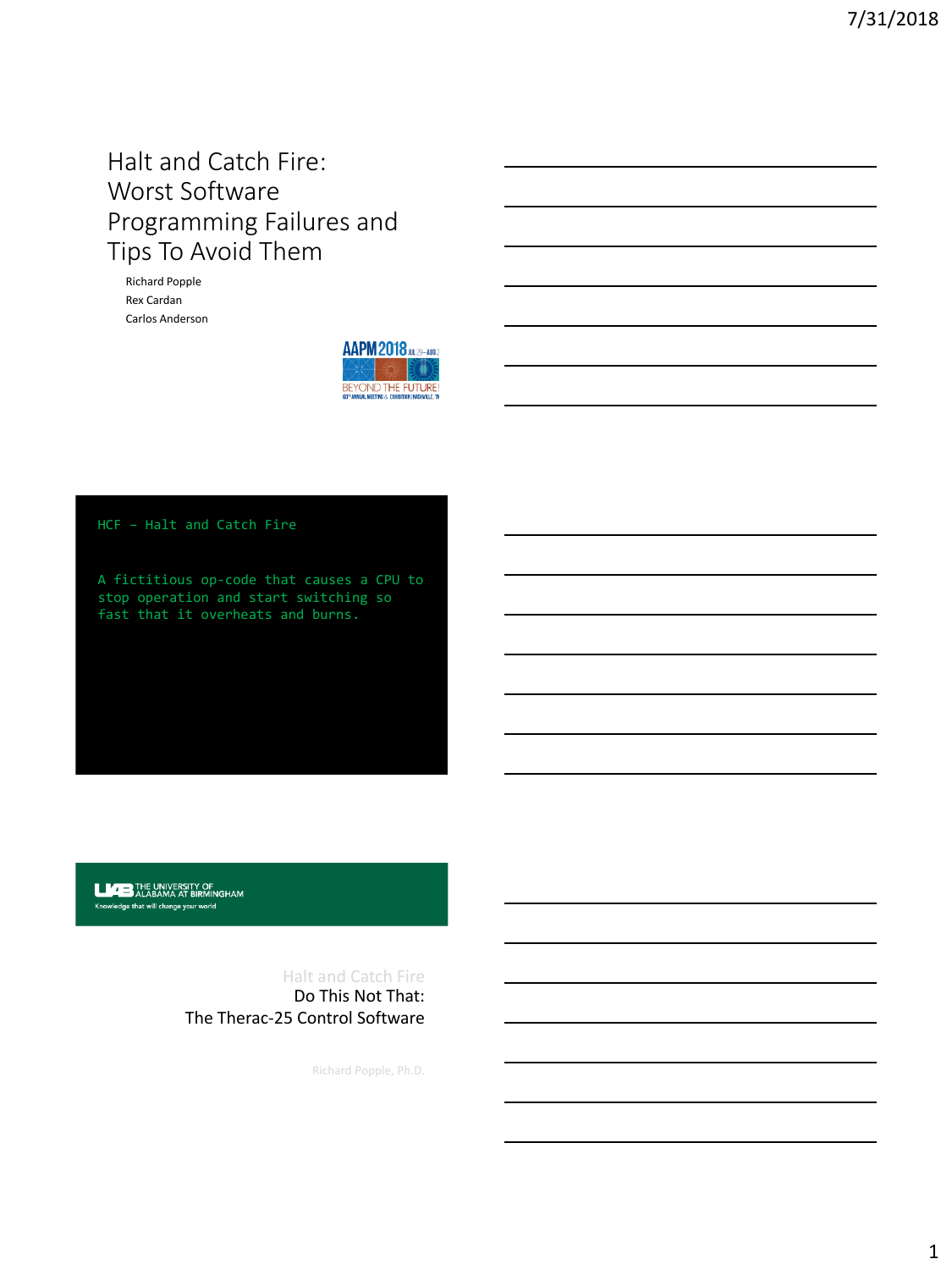# Halt and Catch Fire: Worst Software Programming Failures and Tips To Avoid Them

Richard Popple
Rex Cardan
Carlos Anderson

AAPM 2018 Jul 29—Aug 2
BEYOND THE FUTURE!
60th ANNUAL MEETING & EXHIBITION | NASHVILLE, TN

---

```
HCF – Halt and Catch Fire

A fictitious op-code that causes a CPU to
stop operation and start switching so
fast that it overheats and burns.
```

---

THE UNIVERSITY OF ALABAMA AT BIRMINGHAM
Knowledge that will change your world

Halt and Catch Fire
Do This Not That:
The Therac-25 Control Software

Richard Popple, Ph.D.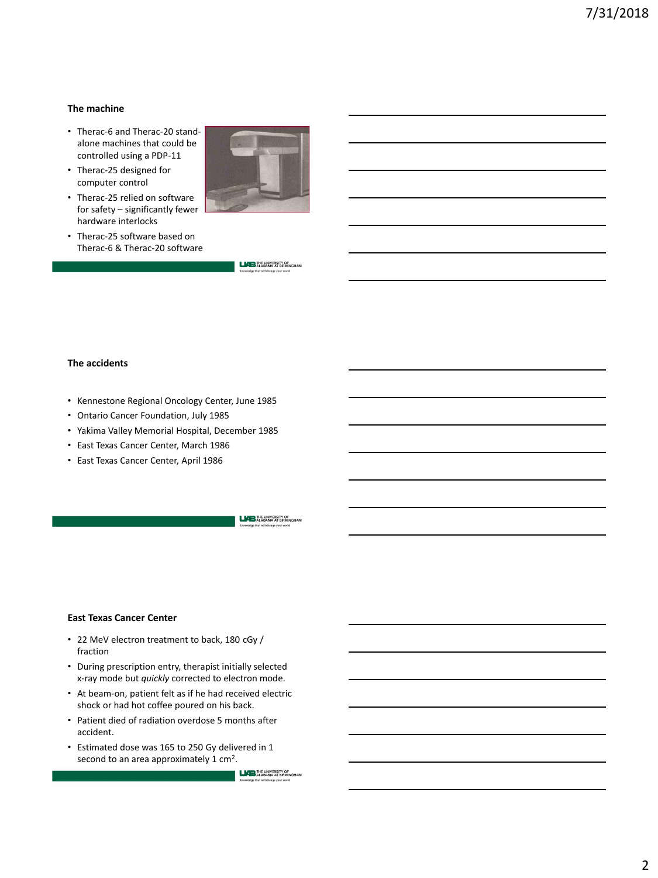## The machine

- Therac-6 and Therac-20 stand-alone machines that could be controlled using a PDP-11
- Therac-25 designed for computer control
- Therac-25 relied on software for safety – significantly fewer hardware interlocks
- Therac-25 software based on Therac-6 & Therac-20 software

## The accidents

- Kennestone Regional Oncology Center, June 1985
- Ontario Cancer Foundation, July 1985
- Yakima Valley Memorial Hospital, December 1985
- East Texas Cancer Center, March 1986
- East Texas Cancer Center, April 1986

## East Texas Cancer Center

- 22 MeV electron treatment to back, 180 cGy / fraction
- During prescription entry, therapist initially selected x-ray mode but *quickly* corrected to electron mode.
- At beam-on, patient felt as if he had received electric shock or had hot coffee poured on his back.
- Patient died of radiation overdose 5 months after accident.
- Estimated dose was 165 to 250 Gy delivered in 1 second to an area approximately 1 $cm^2$.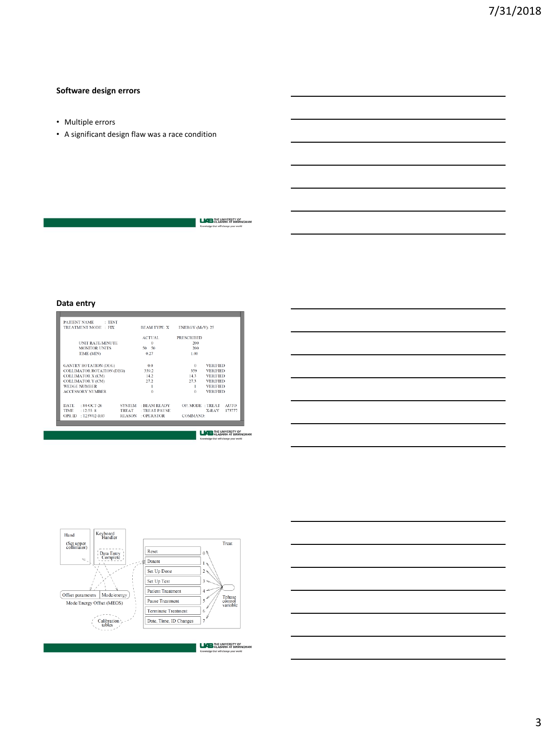## Software design errors

- Multiple errors
- A significant design flaw was a race condition

## Data entry

```
PATIENT NAME      : TEST
TREATMENT MODE  : FIX          BEAM TYPE: X      ENERGY (MeV): 25

                               ACTUAL          PRESCRIBED
        UNIT RATE/MINUTE          0               200
        MONITOR UNITS          50   50            200
        TIME (MIN)                0.27             1.00

GANTRY ROTATION (DEG)           0.0              0      VERIFIED
COLLIMATOR ROTATION (DEG)     359.2             359      VERIFIED
COLLIMATOR X (CM)              14.2             14.3     VERIFIED
COLLIMATOR Y (CM)              27.2             27.3     VERIFIED
WEDGE NUMBER                     1               1      VERIFIED
ACCESSORY NUMBER                 0               0      VERIFIED

DATE   : 84-OCT-26     SYSTEM  : BEAM READY     OP. MODE : TREAT    AUTO
TIME   : 12:55: 8      TREAT   : TREAT PAUSE               X-RAY    173777
OPR ID : T25V02-R03    REASON  : OPERATOR       COMMAND:
```

Hand (Set upper collimator)

Keyboard Handler — Data Entry Complete

Offset parameters | Mode/energy — Mode/Energy Offset (MEOS)

Calibration tables

Treat

| | |
|---|---|
| Reset | 0 |
| Datent | 1 |
| Set Up Done | 2 |
| Set Up Test | 3 |
| Patient Treatment | 4 |
| Pause Treatment | 5 |
| Terminate Treatment | 6 |
| Date, Time, ID Changes | 7 |

Tphase control variable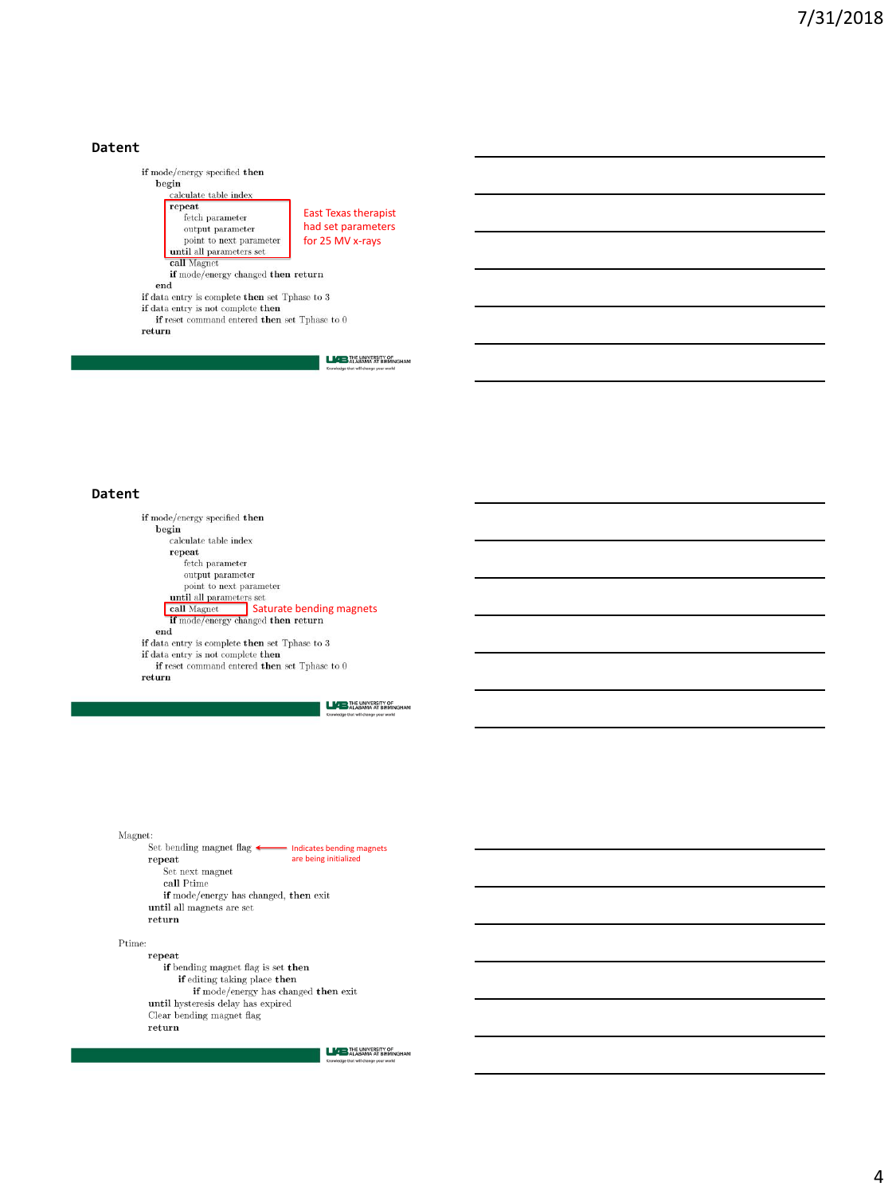## Datent

```
if mode/energy specified then
    begin
        calculate table index
        repeat
            fetch parameter
            output parameter
            point to next parameter
        until all parameters set
        call Magnet
        if mode/energy changed then return
    end
if data entry is complete then set Tphase to 3
if data entry is not complete then
    if reset command entered then set Tphase to 0
return
```

East Texas therapist had set parameters for 25 MV x-rays

## Datent

```
if mode/energy specified then
    begin
        calculate table index
        repeat
            fetch parameter
            output parameter
            point to next parameter
        until all parameters set
        call Magnet
        if mode/energy changed then return
    end
if data entry is complete then set Tphase to 3
if data entry is not complete then
    if reset command entered then set Tphase to 0
return
```

Saturate bending magnets

```
Magnet:
    Set bending magnet flag
    repeat
        Set next magnet
        call Ptime
        if mode/energy has changed, then exit
    until all magnets are set
    return

Ptime:
    repeat
        if bending magnet flag is set then
            if editing taking place then
                if mode/energy has changed then exit
    until hysteresis delay has expired
    Clear bending magnet flag
    return
```

Indicates bending magnets are being initialized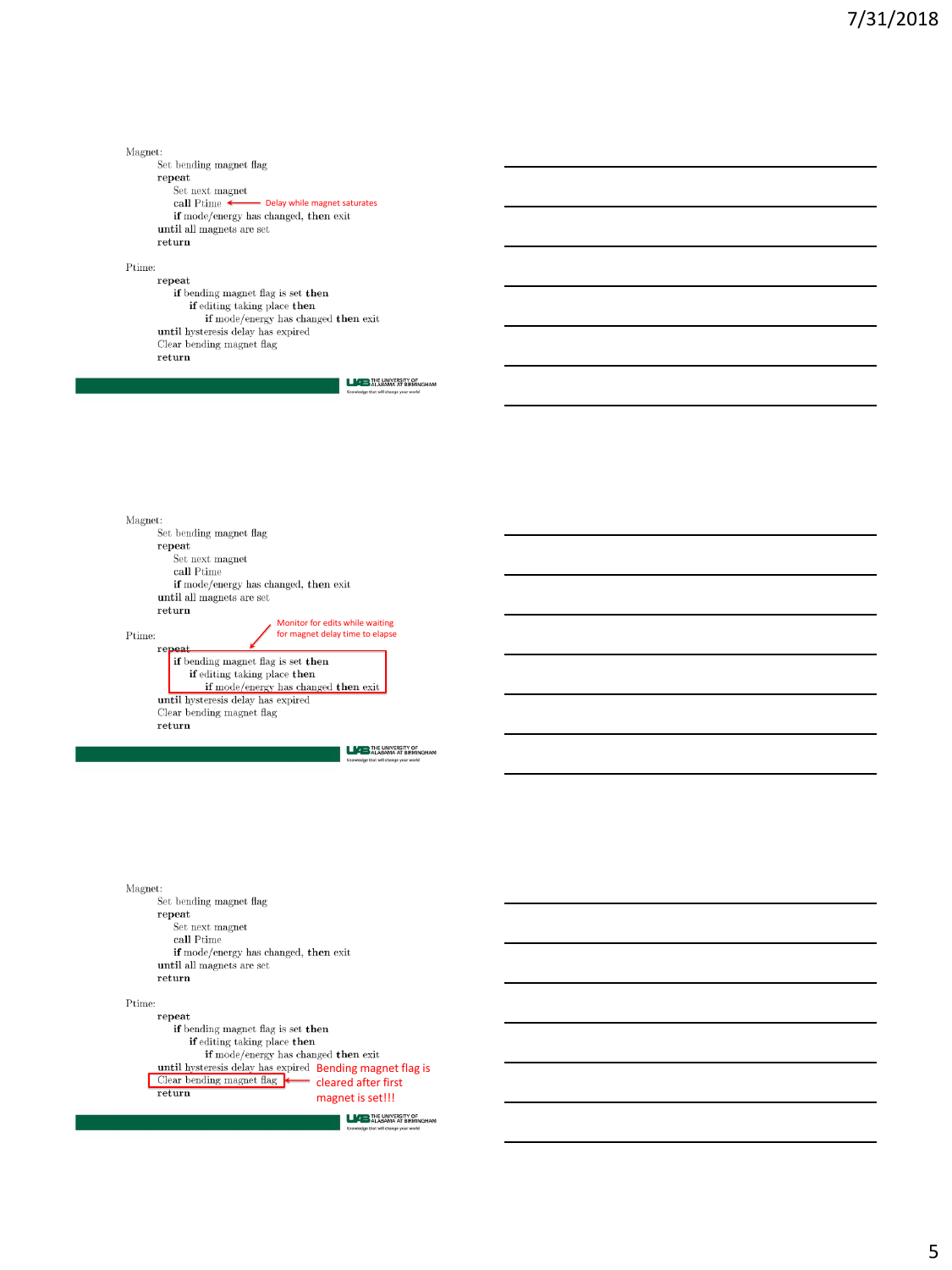```
Magnet:
    Set bending magnet flag
    repeat
        Set next magnet
        call Ptime        <---- Delay while magnet saturates
        if mode/energy has changed, then exit
    until all magnets are set
    return

Ptime:
    repeat
        if bending magnet flag is set then
            if editing taking place then
                if mode/energy has changed then exit
    until hysteresis delay has expired
    Clear bending magnet flag
    return
```

```
Magnet:
    Set bending magnet flag
    repeat
        Set next magnet
        call Ptime
        if mode/energy has changed, then exit
    until all magnets are set
    return
                          Monitor for edits while waiting
                          for magnet delay time to elapse
Ptime:
    repeat
        if bending magnet flag is set then
            if editing taking place then
                if mode/energy has changed then exit
    until hysteresis delay has expired
    Clear bending magnet flag
    return
```

```
Magnet:
    Set bending magnet flag
    repeat
        Set next magnet
        call Ptime
        if mode/energy has changed, then exit
    until all magnets are set
    return

Ptime:
    repeat
        if bending magnet flag is set then
            if editing taking place then
                if mode/energy has changed then exit
    until hysteresis delay has expired   Bending magnet flag is
    Clear bending magnet flag   <----    cleared after first
    return                               magnet is set!!!
```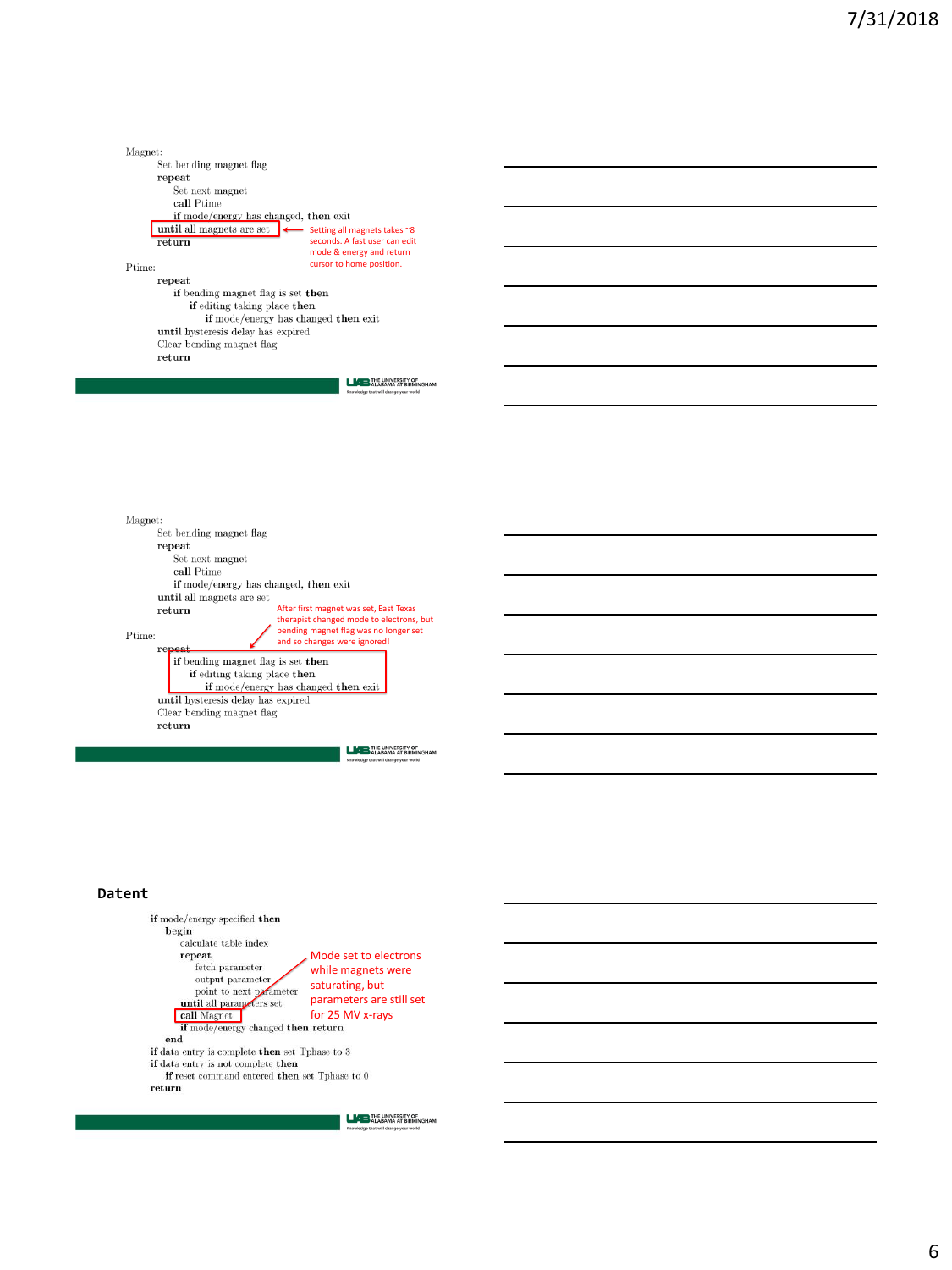```
Magnet:
    Set bending magnet flag
    repeat
        Set next magnet
        call Ptime
        if mode/energy has changed, then exit
    until all magnets are set
    return

Ptime:
    repeat
        if bending magnet flag is set then
            if editing taking place then
                if mode/energy has changed then exit
    until hysteresis delay has expired
    Clear bending magnet flag
    return
```

Setting all magnets takes ~8 seconds. A fast user can edit mode & energy and return cursor to home position.

```
Magnet:
    Set bending magnet flag
    repeat
        Set next magnet
        call Ptime
        if mode/energy has changed, then exit
    until all magnets are set
    return

Ptime:
    repeat
        if bending magnet flag is set then
            if editing taking place then
                if mode/energy has changed then exit
    until hysteresis delay has expired
    Clear bending magnet flag
    return
```

After first magnet was set, East Texas therapist changed mode to electrons, but bending magnet flag was no longer set and so changes were ignored!

## Datent

```
if mode/energy specified then
    begin
        calculate table index
        repeat
            fetch parameter
            output parameter
            point to next parameter
        until all parameters set
        call Magnet
        if mode/energy changed then return
    end
if data entry is complete then set Tphase to 3
if data entry is not complete then
    if reset command entered then set Tphase to 0
return
```

Mode set to electrons while magnets were saturating, but parameters are still set for 25 MV x-rays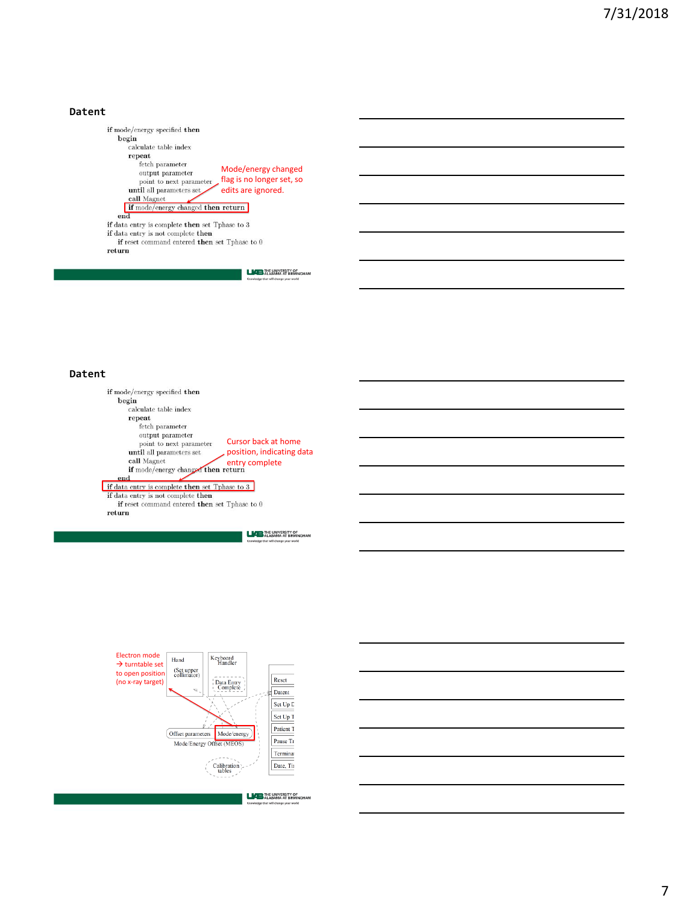## Datent

```
if mode/energy specified then
   begin
      calculate table index
      repeat
         fetch parameter
         output parameter
         point to next parameter
      until all parameters set
      call Magnet
      if mode/energy changed then return
   end
if data entry is complete then set Tphase to 3
if data entry is not complete then
   if reset command entered then set Tphase to 0
return
```

Mode/energy changed flag is no longer set, so edits are ignored.

## Datent

```
if mode/energy specified then
   begin
      calculate table index
      repeat
         fetch parameter
         output parameter
         point to next parameter
      until all parameters set
      call Magnet
      if mode/energy changed then return
   end
if data entry is complete then set Tphase to 3
if data entry is not complete then
   if reset command entered then set Tphase to 0
return
```

Cursor back at home position, indicating data entry complete

Electron mode → turntable set to open position (no x-ray target)

Hand (Set upper collimator)

Keyboard Handler

Data Entry Complete

Reset

Datent

Set Up D

Set Up T

Patient T

Pause Tr

Terminal

Date, Ti

Offset parameters

Mode/energy

Mode/Energy Offset (MEOS)

Calibration tables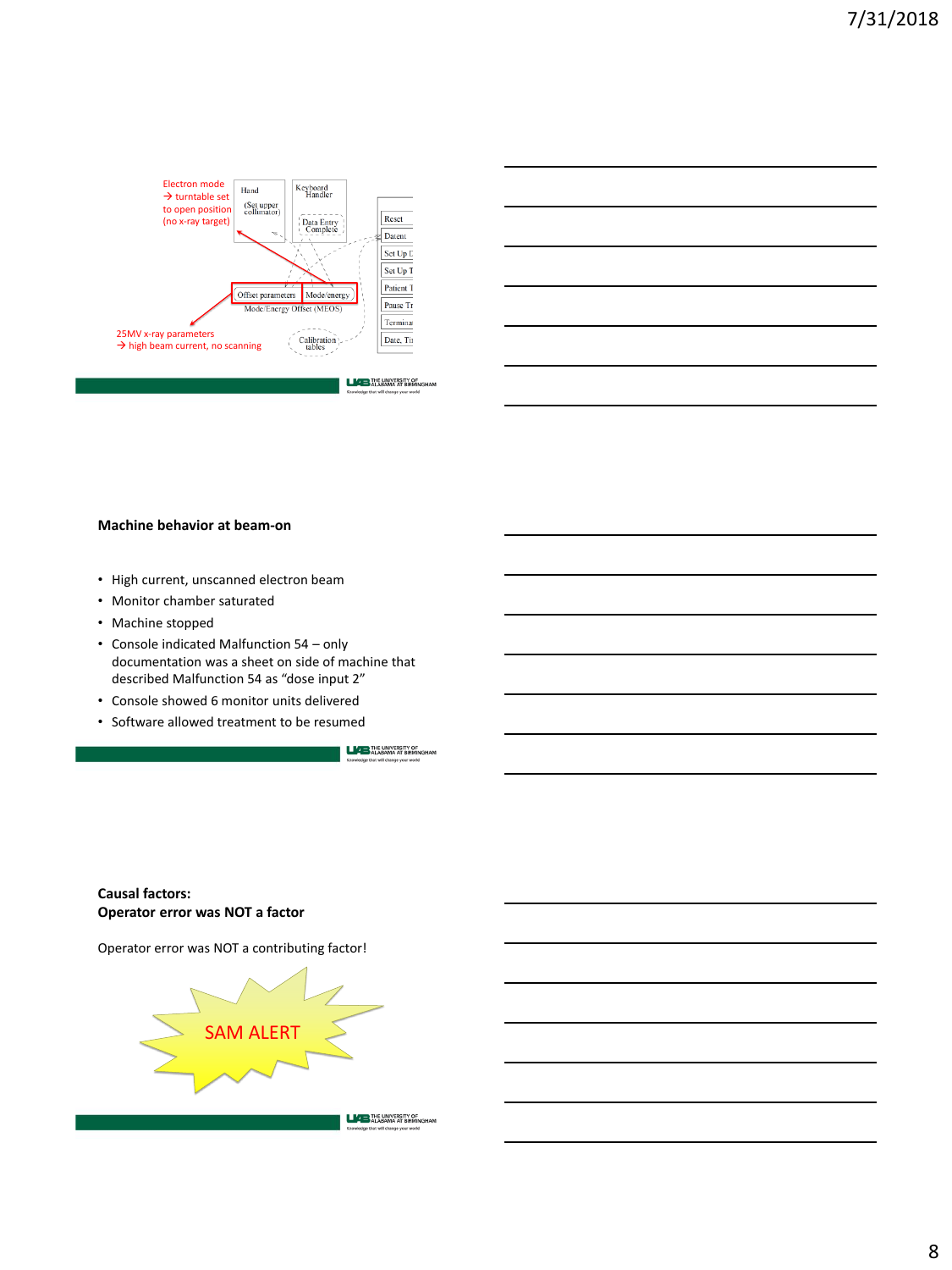Electron mode
→ turntable set to open position (no x-ray target)

25MV x-ray parameters
→ high beam current, no scanning

Hand (Set upper collimator)

Keyboard Handler

Data Entry Complete

Offset parameters | Mode/energy

Mode/Energy Offset (MEOS)

Calibration tables

Reset

Datent

Set Up D

Set Up T

Patient T

Pause Tr

Terminal

Date, Ti

## Machine behavior at beam-on

- High current, unscanned electron beam
- Monitor chamber saturated
- Machine stopped
- Console indicated Malfunction 54 – only documentation was a sheet on side of machine that described Malfunction 54 as "dose input 2"
- Console showed 6 monitor units delivered
- Software allowed treatment to be resumed

## Causal factors: Operator error was NOT a factor

Operator error was NOT a contributing factor!

SAM ALERT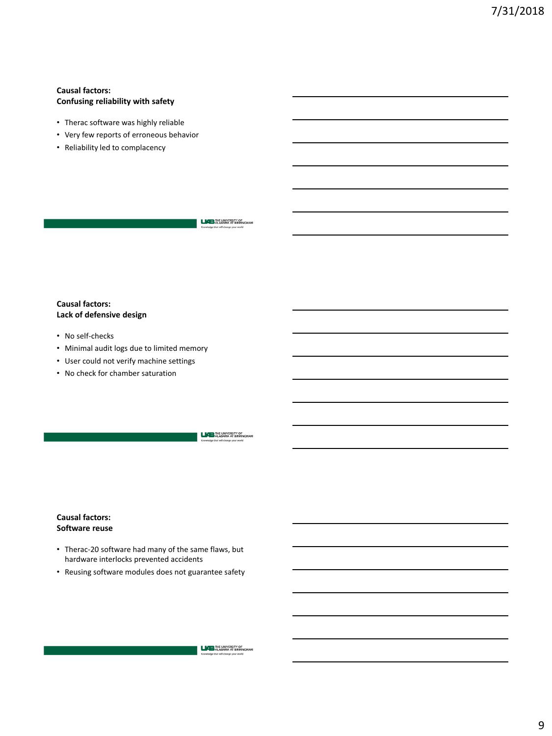## Causal factors: Confusing reliability with safety

- Therac software was highly reliable
- Very few reports of erroneous behavior
- Reliability led to complacency

## Causal factors: Lack of defensive design

- No self-checks
- Minimal audit logs due to limited memory
- User could not verify machine settings
- No check for chamber saturation

## Causal factors: Software reuse

- Therac-20 software had many of the same flaws, but hardware interlocks prevented accidents
- Reusing software modules does not guarantee safety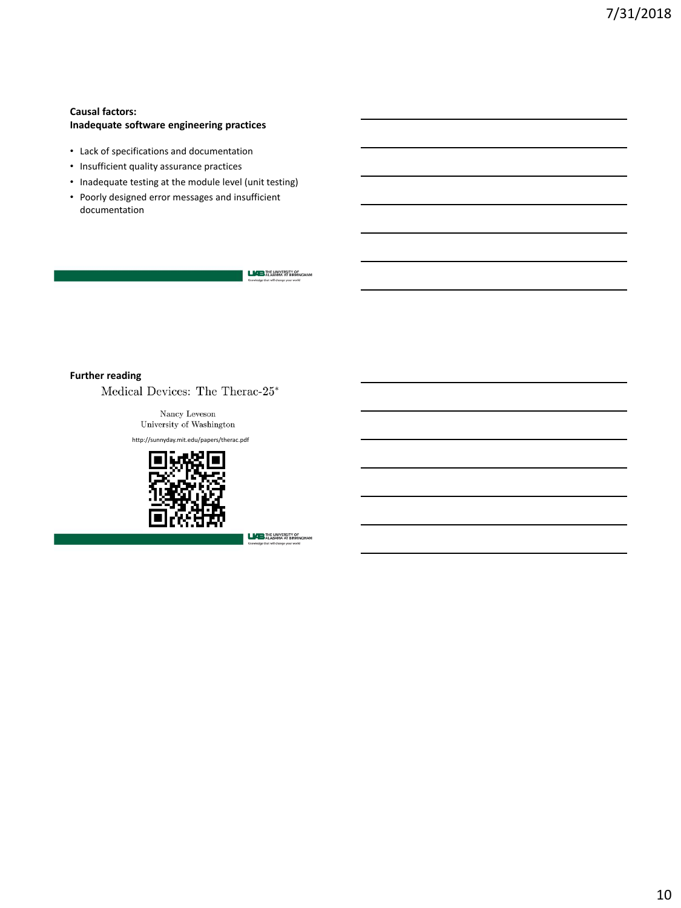**Causal factors:**
**Inadequate software engineering practices**

- Lack of specifications and documentation
- Insufficient quality assurance practices
- Inadequate testing at the module level (unit testing)
- Poorly designed error messages and insufficient documentation

**Further reading**

Medical Devices: The Therac-25*

Nancy Leveson
University of Washington

http://sunnyday.mit.edu/papers/therac.pdf